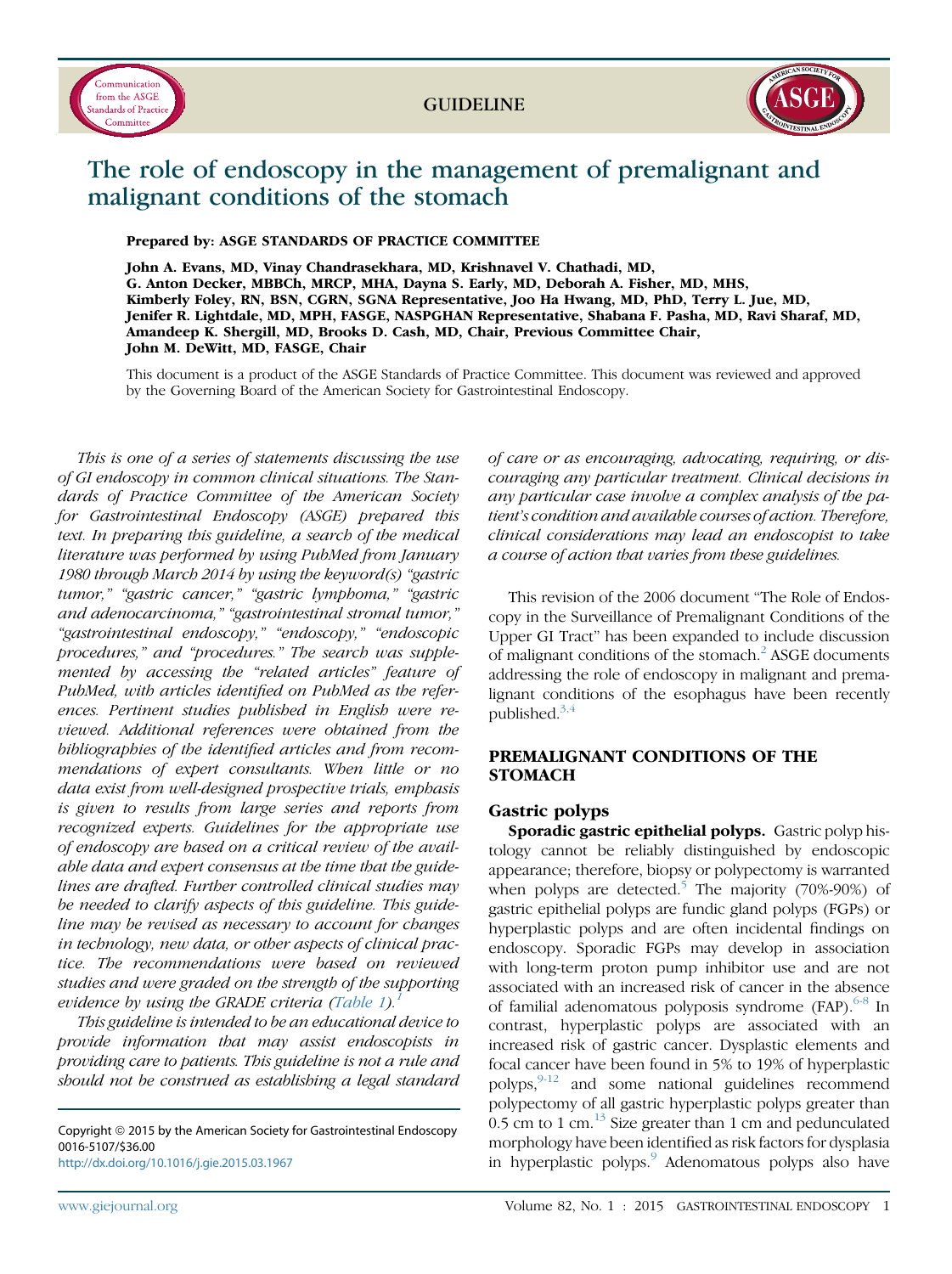GUIDELINE

# The role of endoscopy in the management of premalignant and malignant conditions of the stomach

**Prepared by: ASGE STANDARDS OF PRACTICE COMMITTEE**

**John A. Evans, MD, Vinay Chandrasekhara, MD, Krishnavel V. Chathadi, MD, G. Anton Decker, MBBCh, MRCP, MHA, Dayna S. Early, MD, Deborah A. Fisher, MD, MHS, Kimberly Foley, RN, BSN, CGRN, SGNA Representative, Joo Ha Hwang, MD, PhD, Terry L. Jue, MD, Jenifer R. Lightdale, MD, MPH, FASGE, NASPGHAN Representative, Shabana F. Pasha, MD, Ravi Sharaf, MD, Amandeep K. Shergill, MD, Brooks D. Cash, MD, Chair, Previous Committee Chair, John M. DeWitt, MD, FASGE, Chair**

This document is a product of the ASGE Standards of Practice Committee. This document was reviewed and approved by the Governing Board of the American Society for Gastrointestinal Endoscopy.

*This is one of a series of statements discussing the use of GI endoscopy in common clinical situations. The Standards of Practice Committee of the American Society for Gastrointestinal Endoscopy (ASGE) prepared this text. In preparing this guideline, a search of the medical literature was performed by using PubMed from January 1980 through March 2014 by using the keyword(s) "gastric tumor," "gastric cancer," "gastric lymphoma," "gastric and adenocarcinoma," "gastrointestinal stromal tumor," "gastrointestinal endoscopy," "endoscopy," "endoscopic procedures," and "procedures." The search was supplemented by accessing the "related articles" feature of PubMed, with articles identified on PubMed as the references. Pertinent studies published in English were reviewed. Additional references were obtained from the bibliographies of the identified articles and from recommendations of expert consultants. When little or no data exist from well-designed prospective trials, emphasis is given to results from large series and reports from recognized experts. Guidelines for the appropriate use of endoscopy are based on a critical review of the available data and expert consensus at the time that the guidelines are drafted. Further controlled clinical studies may be needed to clarify aspects of this guideline. This guideline may be revised as necessary to account for changes in technology, new data, or other aspects of clinical practice. The recommendations were based on reviewed studies and were graded on the strength of the supporting evidence by using the GRADE criteria (Table 1).[1]*

*This guideline is intended to be an educational device to provide information that may assist endoscopists in providing care to patients. This guideline is not a rule and should not be construed as establishing a legal standard of care or as encouraging, advocating, requiring, or discouraging any particular treatment. Clinical decisions in any particular case involve a complex analysis of the patient's condition and available courses of action. Therefore, clinical considerations may lead an endoscopist to take a course of action that varies from these guidelines.*

Copyright © 2015 by the American Society for Gastrointestinal Endoscopy
0016-5107/$36.00
http://dx.doi.org/10.1016/j.gie.2015.03.1967

This revision of the 2006 document "The Role of Endoscopy in the Surveillance of Premalignant Conditions of the Upper GI Tract" has been expanded to include discussion of malignant conditions of the stomach.[2] ASGE documents addressing the role of endoscopy in malignant and premalignant conditions of the esophagus have been recently published.[3,4]

## PREMALIGNANT CONDITIONS OF THE STOMACH

### Gastric polyps

**Sporadic gastric epithelial polyps.** Gastric polyp histology cannot be reliably distinguished by endoscopic appearance; therefore, biopsy or polypectomy is warranted when polyps are detected.[5] The majority (70%-90%) of gastric epithelial polyps are fundic gland polyps (FGPs) or hyperplastic polyps and are often incidental findings on endoscopy. Sporadic FGPs may develop in association with long-term proton pump inhibitor use and are not associated with an increased risk of cancer in the absence of familial adenomatous polyposis syndrome (FAP).[6-8] In contrast, hyperplastic polyps are associated with an increased risk of gastric cancer. Dysplastic elements and focal cancer have been found in 5% to 19% of hyperplastic polyps,[9-12] and some national guidelines recommend polypectomy of all gastric hyperplastic polyps greater than 0.5 cm to 1 cm.[13] Size greater than 1 cm and pedunculated morphology have been identified as risk factors for dysplasia in hyperplastic polyps.[9] Adenomatous polyps also have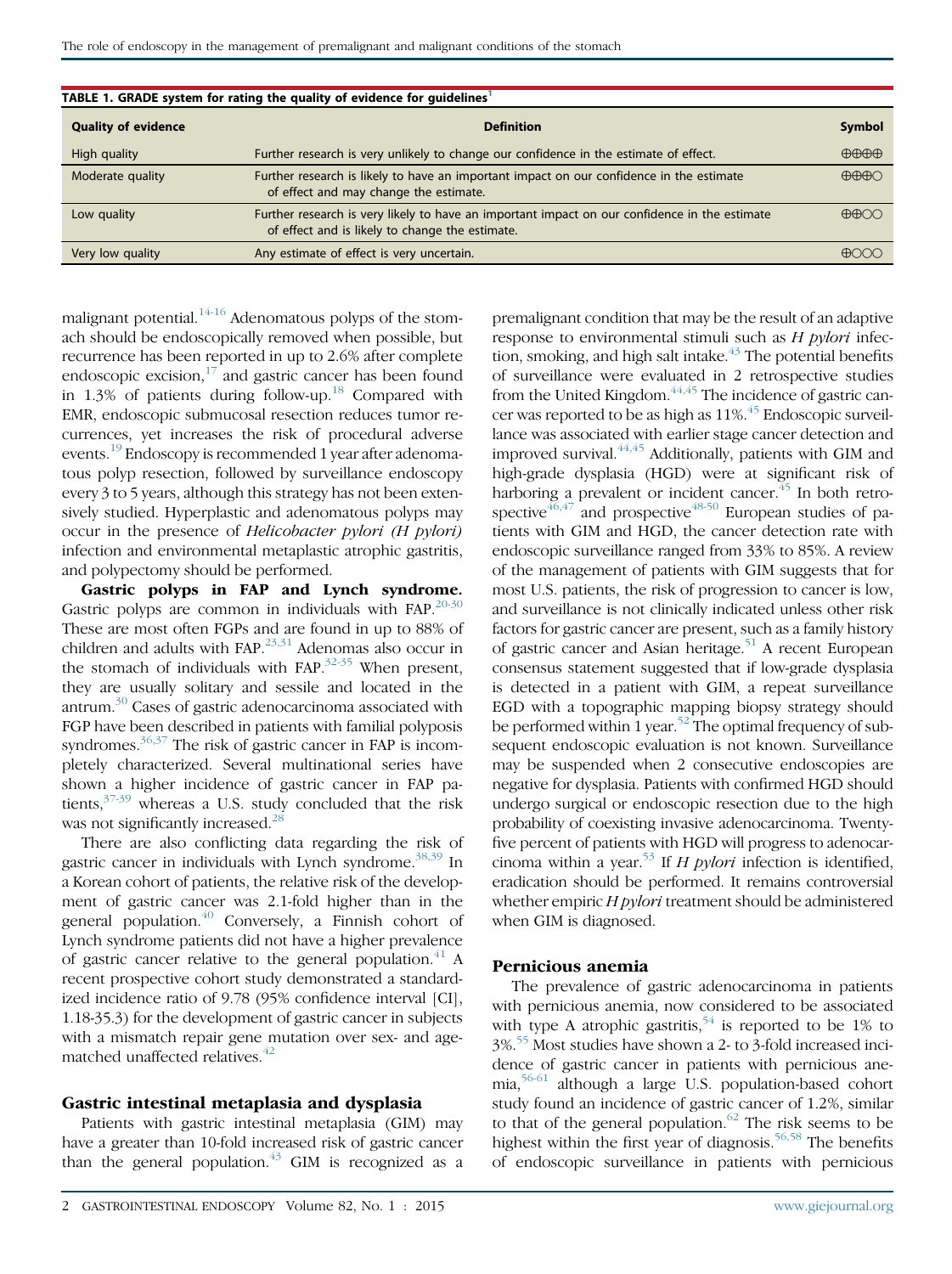**TABLE 1. GRADE system for rating the quality of evidence for guidelines[1]**

| Quality of evidence | Definition | Symbol |
|---|---|---|
| High quality | Further research is very unlikely to change our confidence in the estimate of effect. | ⊕⊕⊕⊕ |
| Moderate quality | Further research is likely to have an important impact on our confidence in the estimate of effect and may change the estimate. | ⊕⊕⊕○ |
| Low quality | Further research is very likely to have an important impact on our confidence in the estimate of effect and is likely to change the estimate. | ⊕⊕○○ |
| Very low quality | Any estimate of effect is very uncertain. | ⊕○○○ |

malignant potential.[14-16] Adenomatous polyps of the stomach should be endoscopically removed when possible, but recurrence has been reported in up to 2.6% after complete endoscopic excision,[17] and gastric cancer has been found in 1.3% of patients during follow-up.[18] Compared with EMR, endoscopic submucosal resection reduces tumor recurrences, yet increases the risk of procedural adverse events.[19] Endoscopy is recommended 1 year after adenomatous polyp resection, followed by surveillance endoscopy every 3 to 5 years, although this strategy has not been extensively studied. Hyperplastic and adenomatous polyps may occur in the presence of *Helicobacter pylori (H pylori)* infection and environmental metaplastic atrophic gastritis, and polypectomy should be performed.

**Gastric polyps in FAP and Lynch syndrome.** Gastric polyps are common in individuals with FAP.[20-30] These are most often FGPs and are found in up to 88% of children and adults with FAP.[23,31] Adenomas also occur in the stomach of individuals with FAP.[32-35] When present, they are usually solitary and sessile and located in the antrum.[30] Cases of gastric adenocarcinoma associated with FGP have been described in patients with familial polyposis syndromes.[36,37] The risk of gastric cancer in FAP is incompletely characterized. Several multinational series have shown a higher incidence of gastric cancer in FAP patients,[37-39] whereas a U.S. study concluded that the risk was not significantly increased.[28]

There are also conflicting data regarding the risk of gastric cancer in individuals with Lynch syndrome.[38,39] In a Korean cohort of patients, the relative risk of the development of gastric cancer was 2.1-fold higher than in the general population.[40] Conversely, a Finnish cohort of Lynch syndrome patients did not have a higher prevalence of gastric cancer relative to the general population.[41] A recent prospective cohort study demonstrated a standardized incidence ratio of 9.78 (95% confidence interval [CI], 1.18-35.3) for the development of gastric cancer in subjects with a mismatch repair gene mutation over sex- and age-matched unaffected relatives.[42]

## Gastric intestinal metaplasia and dysplasia

Patients with gastric intestinal metaplasia (GIM) may have a greater than 10-fold increased risk of gastric cancer than the general population.[43] GIM is recognized as a premalignant condition that may be the result of an adaptive response to environmental stimuli such as *H pylori* infection, smoking, and high salt intake.[43] The potential benefits of surveillance were evaluated in 2 retrospective studies from the United Kingdom.[44,45] The incidence of gastric cancer was reported to be as high as 11%.[45] Endoscopic surveillance was associated with earlier stage cancer detection and improved survival.[44,45] Additionally, patients with GIM and high-grade dysplasia (HGD) were at significant risk of harboring a prevalent or incident cancer.[45] In both retrospective[46,47] and prospective[48-50] European studies of patients with GIM and HGD, the cancer detection rate with endoscopic surveillance ranged from 33% to 85%. A review of the management of patients with GIM suggests that for most U.S. patients, the risk of progression to cancer is low, and surveillance is not clinically indicated unless other risk factors for gastric cancer are present, such as a family history of gastric cancer and Asian heritage.[51] A recent European consensus statement suggested that if low-grade dysplasia is detected in a patient with GIM, a repeat surveillance EGD with a topographic mapping biopsy strategy should be performed within 1 year.[52] The optimal frequency of subsequent endoscopic evaluation is not known. Surveillance may be suspended when 2 consecutive endoscopies are negative for dysplasia. Patients with confirmed HGD should undergo surgical or endoscopic resection due to the high probability of coexisting invasive adenocarcinoma. Twenty-five percent of patients with HGD will progress to adenocarcinoma within a year.[53] If *H pylori* infection is identified, eradication should be performed. It remains controversial whether empiric *H pylori* treatment should be administered when GIM is diagnosed.

## Pernicious anemia

The prevalence of gastric adenocarcinoma in patients with pernicious anemia, now considered to be associated with type A atrophic gastritis,[54] is reported to be 1% to 3%.[55] Most studies have shown a 2- to 3-fold increased incidence of gastric cancer in patients with pernicious anemia,[56-61] although a large U.S. population-based cohort study found an incidence of gastric cancer of 1.2%, similar to that of the general population.[62] The risk seems to be highest within the first year of diagnosis.[56,58] The benefits of endoscopic surveillance in patients with pernicious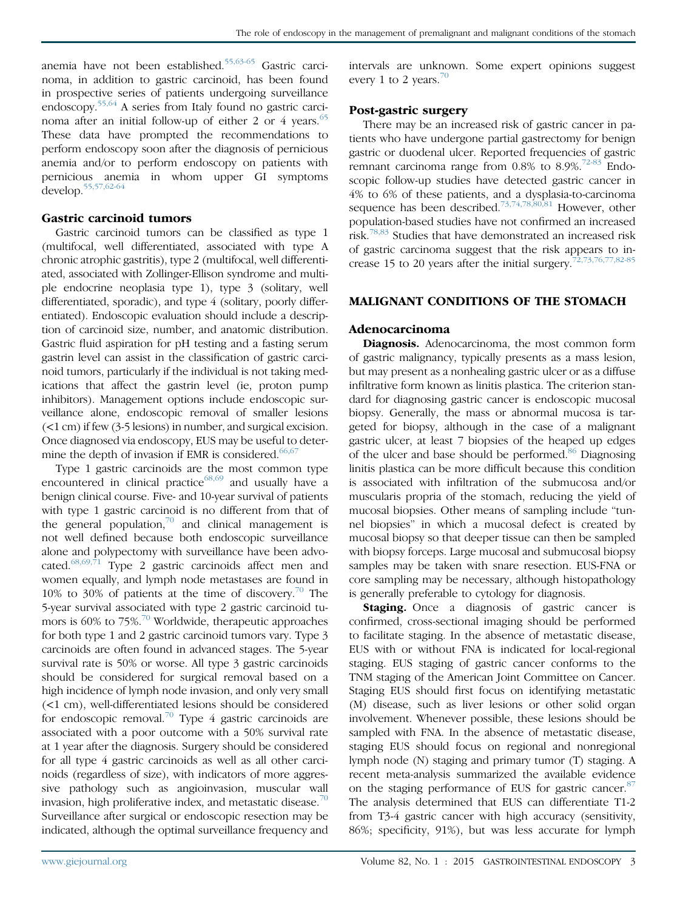anemia have not been established.[55,63-65] Gastric carcinoma, in addition to gastric carcinoid, has been found in prospective series of patients undergoing surveillance endoscopy.[55,64] A series from Italy found no gastric carcinoma after an initial follow-up of either 2 or 4 years.[65] These data have prompted the recommendations to perform endoscopy soon after the diagnosis of pernicious anemia and/or to perform endoscopy on patients with pernicious anemia in whom upper GI symptoms develop.[55,57,62-64]

### Gastric carcinoid tumors

Gastric carcinoid tumors can be classified as type 1 (multifocal, well differentiated, associated with type A chronic atrophic gastritis), type 2 (multifocal, well differentiated, associated with Zollinger-Ellison syndrome and multiple endocrine neoplasia type 1), type 3 (solitary, well differentiated, sporadic), and type 4 (solitary, poorly differentiated). Endoscopic evaluation should include a description of carcinoid size, number, and anatomic distribution. Gastric fluid aspiration for pH testing and a fasting serum gastrin level can assist in the classification of gastric carcinoid tumors, particularly if the individual is not taking medications that affect the gastrin level (ie, proton pump inhibitors). Management options include endoscopic surveillance alone, endoscopic removal of smaller lesions (<1 cm) if few (3-5 lesions) in number, and surgical excision. Once diagnosed via endoscopy, EUS may be useful to determine the depth of invasion if EMR is considered.[66,67]

Type 1 gastric carcinoids are the most common type encountered in clinical practice[68,69] and usually have a benign clinical course. Five- and 10-year survival of patients with type 1 gastric carcinoid is no different from that of the general population,[70] and clinical management is not well defined because both endoscopic surveillance alone and polypectomy with surveillance have been advocated.[68,69,71] Type 2 gastric carcinoids affect men and women equally, and lymph node metastases are found in 10% to 30% of patients at the time of discovery.[70] The 5-year survival associated with type 2 gastric carcinoid tumors is 60% to 75%.[70] Worldwide, therapeutic approaches for both type 1 and 2 gastric carcinoid tumors vary. Type 3 carcinoids are often found in advanced stages. The 5-year survival rate is 50% or worse. All type 3 gastric carcinoids should be considered for surgical removal based on a high incidence of lymph node invasion, and only very small (<1 cm), well-differentiated lesions should be considered for endoscopic removal.[70] Type 4 gastric carcinoids are associated with a poor outcome with a 50% survival rate at 1 year after the diagnosis. Surgery should be considered for all type 4 gastric carcinoids as well as all other carcinoids (regardless of size), with indicators of more aggressive pathology such as angioinvasion, muscular wall invasion, high proliferative index, and metastatic disease.[70] Surveillance after surgical or endoscopic resection may be indicated, although the optimal surveillance frequency and intervals are unknown. Some expert opinions suggest every 1 to 2 years.[70]

### Post-gastric surgery

There may be an increased risk of gastric cancer in patients who have undergone partial gastrectomy for benign gastric or duodenal ulcer. Reported frequencies of gastric remnant carcinoma range from 0.8% to 8.9%.[72-83] Endoscopic follow-up studies have detected gastric cancer in 4% to 6% of these patients, and a dysplasia-to-carcinoma sequence has been described.[73,74,78,80,81] However, other population-based studies have not confirmed an increased risk.[78,83] Studies that have demonstrated an increased risk of gastric carcinoma suggest that the risk appears to increase 15 to 20 years after the initial surgery.[72,73,76,77,82-85]

## MALIGNANT CONDITIONS OF THE STOMACH

### Adenocarcinoma

**Diagnosis.** Adenocarcinoma, the most common form of gastric malignancy, typically presents as a mass lesion, but may present as a nonhealing gastric ulcer or as a diffuse infiltrative form known as linitis plastica. The criterion standard for diagnosing gastric cancer is endoscopic mucosal biopsy. Generally, the mass or abnormal mucosa is targeted for biopsy, although in the case of a malignant gastric ulcer, at least 7 biopsies of the heaped up edges of the ulcer and base should be performed.[86] Diagnosing linitis plastica can be more difficult because this condition is associated with infiltration of the submucosa and/or muscularis propria of the stomach, reducing the yield of mucosal biopsies. Other means of sampling include "tunnel biopsies" in which a mucosal defect is created by mucosal biopsy so that deeper tissue can then be sampled with biopsy forceps. Large mucosal and submucosal biopsy samples may be taken with snare resection. EUS-FNA or core sampling may be necessary, although histopathology is generally preferable to cytology for diagnosis.

**Staging.** Once a diagnosis of gastric cancer is confirmed, cross-sectional imaging should be performed to facilitate staging. In the absence of metastatic disease, EUS with or without FNA is indicated for local-regional staging. EUS staging of gastric cancer conforms to the TNM staging of the American Joint Committee on Cancer. Staging EUS should first focus on identifying metastatic (M) disease, such as liver lesions or other solid organ involvement. Whenever possible, these lesions should be sampled with FNA. In the absence of metastatic disease, staging EUS should focus on regional and nonregional lymph node (N) staging and primary tumor (T) staging. A recent meta-analysis summarized the available evidence on the staging performance of EUS for gastric cancer.[87] The analysis determined that EUS can differentiate T1-2 from T3-4 gastric cancer with high accuracy (sensitivity, 86%; specificity, 91%), but was less accurate for lymph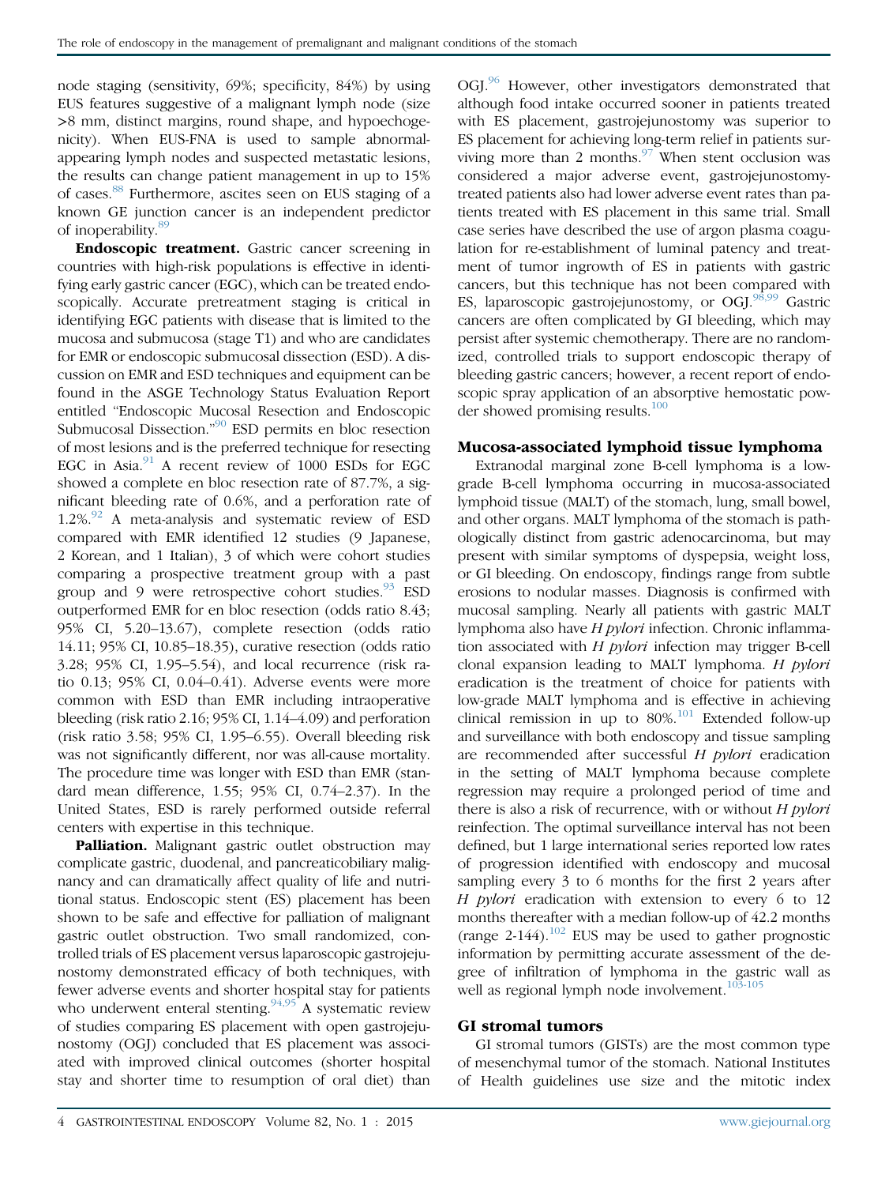node staging (sensitivity, 69%; specificity, 84%) by using EUS features suggestive of a malignant lymph node (size >8 mm, distinct margins, round shape, and hypoechogenicity). When EUS-FNA is used to sample abnormal-appearing lymph nodes and suspected metastatic lesions, the results can change patient management in up to 15% of cases.[88] Furthermore, ascites seen on EUS staging of a known GE junction cancer is an independent predictor of inoperability.[89]

**Endoscopic treatment.** Gastric cancer screening in countries with high-risk populations is effective in identifying early gastric cancer (EGC), which can be treated endoscopically. Accurate pretreatment staging is critical in identifying EGC patients with disease that is limited to the mucosa and submucosa (stage T1) and who are candidates for EMR or endoscopic submucosal dissection (ESD). A discussion on EMR and ESD techniques and equipment can be found in the ASGE Technology Status Evaluation Report entitled "Endoscopic Mucosal Resection and Endoscopic Submucosal Dissection."[90] ESD permits en bloc resection of most lesions and is the preferred technique for resecting EGC in Asia.[91] A recent review of 1000 ESDs for EGC showed a complete en bloc resection rate of 87.7%, a significant bleeding rate of 0.6%, and a perforation rate of 1.2%.[92] A meta-analysis and systematic review of ESD compared with EMR identified 12 studies (9 Japanese, 2 Korean, and 1 Italian), 3 of which were cohort studies comparing a prospective treatment group with a past group and 9 were retrospective cohort studies.[93] ESD outperformed EMR for en bloc resection (odds ratio 8.43; 95% CI, 5.20–13.67), complete resection (odds ratio 14.11; 95% CI, 10.85–18.35), curative resection (odds ratio 3.28; 95% CI, 1.95–5.54), and local recurrence (risk ratio 0.13; 95% CI, 0.04–0.41). Adverse events were more common with ESD than EMR including intraoperative bleeding (risk ratio 2.16; 95% CI, 1.14–4.09) and perforation (risk ratio 3.58; 95% CI, 1.95–6.55). Overall bleeding risk was not significantly different, nor was all-cause mortality. The procedure time was longer with ESD than EMR (standard mean difference, 1.55; 95% CI, 0.74–2.37). In the United States, ESD is rarely performed outside referral centers with expertise in this technique.

**Palliation.** Malignant gastric outlet obstruction may complicate gastric, duodenal, and pancreaticobiliary malignancy and can dramatically affect quality of life and nutritional status. Endoscopic stent (ES) placement has been shown to be safe and effective for palliation of malignant gastric outlet obstruction. Two small randomized, controlled trials of ES placement versus laparoscopic gastrojejunostomy demonstrated efficacy of both techniques, with fewer adverse events and shorter hospital stay for patients who underwent enteral stenting.[94,95] A systematic review of studies comparing ES placement with open gastrojejunostomy (OGJ) concluded that ES placement was associated with improved clinical outcomes (shorter hospital stay and shorter time to resumption of oral diet) than OGJ.[96] However, other investigators demonstrated that although food intake occurred sooner in patients treated with ES placement, gastrojejunostomy was superior to ES placement for achieving long-term relief in patients surviving more than 2 months.[97] When stent occlusion was considered a major adverse event, gastrojejunostomy-treated patients also had lower adverse event rates than patients treated with ES placement in this same trial. Small case series have described the use of argon plasma coagulation for re-establishment of luminal patency and treatment of tumor ingrowth of ES in patients with gastric cancers, but this technique has not been compared with ES, laparoscopic gastrojejunostomy, or OGJ.[98,99] Gastric cancers are often complicated by GI bleeding, which may persist after systemic chemotherapy. There are no randomized, controlled trials to support endoscopic therapy of bleeding gastric cancers; however, a recent report of endoscopic spray application of an absorptive hemostatic powder showed promising results.[100]

## Mucosa-associated lymphoid tissue lymphoma

Extranodal marginal zone B-cell lymphoma is a low-grade B-cell lymphoma occurring in mucosa-associated lymphoid tissue (MALT) of the stomach, lung, small bowel, and other organs. MALT lymphoma of the stomach is pathologically distinct from gastric adenocarcinoma, but may present with similar symptoms of dyspepsia, weight loss, or GI bleeding. On endoscopy, findings range from subtle erosions to nodular masses. Diagnosis is confirmed with mucosal sampling. Nearly all patients with gastric MALT lymphoma also have *H pylori* infection. Chronic inflammation associated with *H pylori* infection may trigger B-cell clonal expansion leading to MALT lymphoma. *H pylori* eradication is the treatment of choice for patients with low-grade MALT lymphoma and is effective in achieving clinical remission in up to 80%.[101] Extended follow-up and surveillance with both endoscopy and tissue sampling are recommended after successful *H pylori* eradication in the setting of MALT lymphoma because complete regression may require a prolonged period of time and there is also a risk of recurrence, with or without *H pylori* reinfection. The optimal surveillance interval has not been defined, but 1 large international series reported low rates of progression identified with endoscopy and mucosal sampling every 3 to 6 months for the first 2 years after *H pylori* eradication with extension to every 6 to 12 months thereafter with a median follow-up of 42.2 months (range 2-144).[102] EUS may be used to gather prognostic information by permitting accurate assessment of the degree of infiltration of lymphoma in the gastric wall as well as regional lymph node involvement.[103-105]

## GI stromal tumors

GI stromal tumors (GISTs) are the most common type of mesenchymal tumor of the stomach. National Institutes of Health guidelines use size and the mitotic index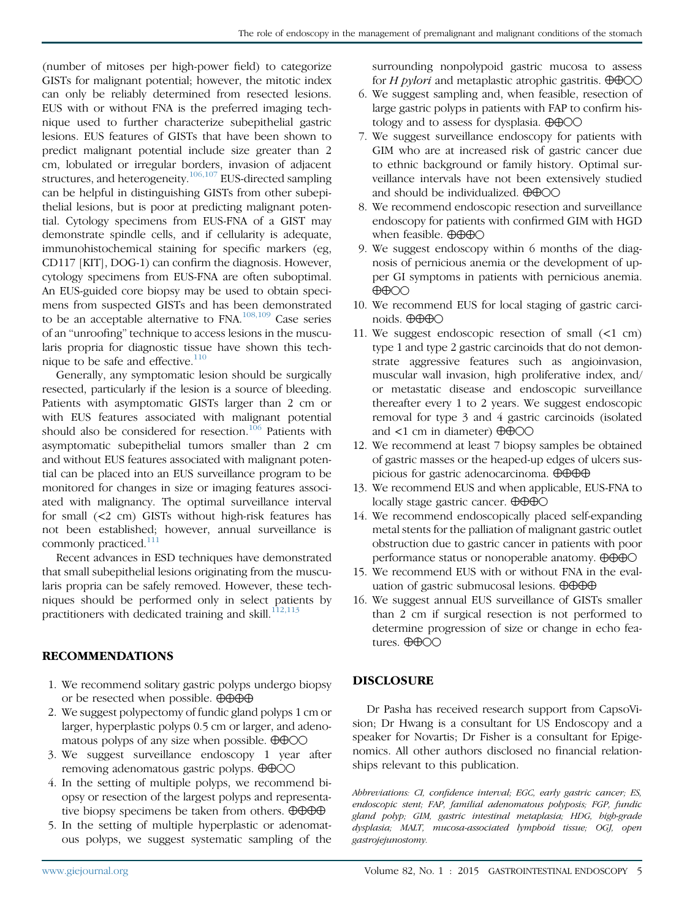(number of mitoses per high-power field) to categorize GISTs for malignant potential; however, the mitotic index can only be reliably determined from resected lesions. EUS with or without FNA is the preferred imaging technique used to further characterize subepithelial gastric lesions. EUS features of GISTs that have been shown to predict malignant potential include size greater than 2 cm, lobulated or irregular borders, invasion of adjacent structures, and heterogeneity.[106,107] EUS-directed sampling can be helpful in distinguishing GISTs from other subepithelial lesions, but is poor at predicting malignant potential. Cytology specimens from EUS-FNA of a GIST may demonstrate spindle cells, and if cellularity is adequate, immunohistochemical staining for specific markers (eg, CD117 [KIT], DOG-1) can confirm the diagnosis. However, cytology specimens from EUS-FNA are often suboptimal. An EUS-guided core biopsy may be used to obtain specimens from suspected GISTs and has been demonstrated to be an acceptable alternative to FNA.[108,109] Case series of an "unroofing" technique to access lesions in the muscularis propria for diagnostic tissue have shown this technique to be safe and effective.[110]

Generally, any symptomatic lesion should be surgically resected, particularly if the lesion is a source of bleeding. Patients with asymptomatic GISTs larger than 2 cm or with EUS features associated with malignant potential should also be considered for resection.[106] Patients with asymptomatic subepithelial tumors smaller than 2 cm and without EUS features associated with malignant potential can be placed into an EUS surveillance program to be monitored for changes in size or imaging features associated with malignancy. The optimal surveillance interval for small (<2 cm) GISTs without high-risk features has not been established; however, annual surveillance is commonly practiced.[111]

Recent advances in ESD techniques have demonstrated that small subepithelial lesions originating from the muscularis propria can be safely removed. However, these techniques should be performed only in select patients by practitioners with dedicated training and skill.[112,113]

## RECOMMENDATIONS

1. We recommend solitary gastric polyps undergo biopsy or be resected when possible. ⊕⊕⊕⊕
2. We suggest polypectomy of fundic gland polyps 1 cm or larger, hyperplastic polyps 0.5 cm or larger, and adenomatous polyps of any size when possible. ⊕⊕○○
3. We suggest surveillance endoscopy 1 year after removing adenomatous gastric polyps. ⊕⊕○○
4. In the setting of multiple polyps, we recommend biopsy or resection of the largest polyps and representative biopsy specimens be taken from others. ⊕⊕⊕⊕
5. In the setting of multiple hyperplastic or adenomatous polyps, we suggest systematic sampling of the surrounding nonpolypoid gastric mucosa to assess for *H pylori* and metaplastic atrophic gastritis. ⊕⊕○○
6. We suggest sampling and, when feasible, resection of large gastric polyps in patients with FAP to confirm histology and to assess for dysplasia. ⊕⊕○○
7. We suggest surveillance endoscopy for patients with GIM who are at increased risk of gastric cancer due to ethnic background or family history. Optimal surveillance intervals have not been extensively studied and should be individualized. ⊕⊕○○
8. We recommend endoscopic resection and surveillance endoscopy for patients with confirmed GIM with HGD when feasible. ⊕⊕⊕○
9. We suggest endoscopy within 6 months of the diagnosis of pernicious anemia or the development of upper GI symptoms in patients with pernicious anemia. ⊕⊕○○
10. We recommend EUS for local staging of gastric carcinoids. ⊕⊕⊕○
11. We suggest endoscopic resection of small (<1 cm) type 1 and type 2 gastric carcinoids that do not demonstrate aggressive features such as angioinvasion, muscular wall invasion, high proliferative index, and/or metastatic disease and endoscopic surveillance thereafter every 1 to 2 years. We suggest endoscopic removal for type 3 and 4 gastric carcinoids (isolated and <1 cm in diameter) ⊕⊕○○
12. We recommend at least 7 biopsy samples be obtained of gastric masses or the heaped-up edges of ulcers suspicious for gastric adenocarcinoma. ⊕⊕⊕⊕
13. We recommend EUS and when applicable, EUS-FNA to locally stage gastric cancer. ⊕⊕⊕○
14. We recommend endoscopically placed self-expanding metal stents for the palliation of malignant gastric outlet obstruction due to gastric cancer in patients with poor performance status or nonoperable anatomy. ⊕⊕⊕○
15. We recommend EUS with or without FNA in the evaluation of gastric submucosal lesions. ⊕⊕⊕⊕
16. We suggest annual EUS surveillance of GISTs smaller than 2 cm if surgical resection is not performed to determine progression of size or change in echo features. ⊕⊕○○

## DISCLOSURE

Dr Pasha has received research support from CapsoVision; Dr Hwang is a consultant for US Endoscopy and a speaker for Novartis; Dr Fisher is a consultant for Epigenomics. All other authors disclosed no financial relationships relevant to this publication.

*Abbreviations: CI, confidence interval; EGC, early gastric cancer; ES, endoscopic stent; FAP, familial adenomatous polyposis; FGP, fundic gland polyp; GIM, gastric intestinal metaplasia; HDG, high-grade dysplasia; MALT, mucosa-associated lymphoid tissue; OGJ, open gastrojejunostomy.*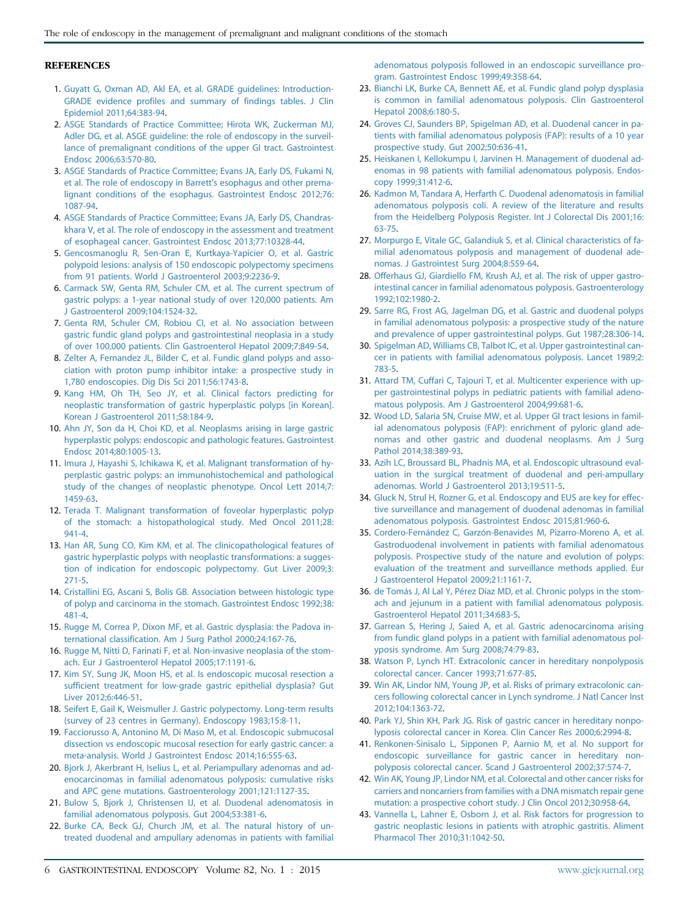## REFERENCES

1. Guyatt G, Oxman AD, Akl EA, et al. GRADE guidelines: Introduction-GRADE evidence profiles and summary of findings tables. J Clin Epidemiol 2011;64:383-94.
2. ASGE Standards of Practice Committee; Hirota WK, Zuckerman MJ, Adler DG, et al. ASGE guideline: the role of endoscopy in the surveillance of premalignant conditions of the upper GI tract. Gastrointest Endosc 2006;63:570-80.
3. ASGE Standards of Practice Committee; Evans JA, Early DS, Fukami N, et al. The role of endoscopy in Barrett's esophagus and other premalignant conditions of the esophagus. Gastrointest Endosc 2012;76:1087-94.
4. ASGE Standards of Practice Committee; Evans JA, Early DS, Chandraskhara V, et al. The role of endoscopy in the assessment and treatment of esophageal cancer. Gastrointest Endosc 2013;77:10328-44.
5. Gencosmanoglu R, Sen-Oran E, Kurtkaya-Yapicier O, et al. Gastric polypoid lesions: analysis of 150 endoscopic polypectomy specimens from 91 patients. World J Gastroenterol 2003;9:2236-9.
6. Carmack SW, Genta RM, Schuler CM, et al. The current spectrum of gastric polyps: a 1-year national study of over 120,000 patients. Am J Gastroenterol 2009;104:1524-32.
7. Genta RM, Schuler CM, Robiou CI, et al. No association between gastric fundic gland polyps and gastrointestinal neoplasia in a study of over 100,000 patients. Clin Gastroenterol Hepatol 2009;7:849-54.
8. Zelter A, Fernandez JL, Bilder C, et al. Fundic gland polyps and association with proton pump inhibitor intake: a prospective study in 1,780 endoscopies. Dig Dis Sci 2011;56:1743-8.
9. Kang HM, Oh TH, Seo JY, et al. Clinical factors predicting for neoplastic transformation of gastric hyperplastic polyps [in Korean]. Korean J Gastroenterol 2011;58:184-9.
10. Ahn JY, Son da H, Choi KD, et al. Neoplasms arising in large gastric hyperplastic polyps: endoscopic and pathologic features. Gastrointest Endosc 2014;80:1005-13.
11. Imura J, Hayashi S, Ichikawa K, et al. Malignant transformation of hyperplastic gastric polyps: an immunohistochemical and pathological study of the changes of neoplastic phenotype. Oncol Lett 2014;7:1459-63.
12. Terada T. Malignant transformation of foveolar hyperplastic polyp of the stomach: a histopathological study. Med Oncol 2011;28:941-4.
13. Han AR, Sung CO, Kim KM, et al. The clinicopathological features of gastric hyperplastic polyps with neoplastic transformations: a suggestion of indication for endoscopic polypectomy. Gut Liver 2009;3:271-5.
14. Cristallini EG, Ascani S, Bolis GB. Association between histologic type of polyp and carcinoma in the stomach. Gastrointest Endosc 1992;38:481-4.
15. Rugge M, Correa P, Dixon MF, et al. Gastric dysplasia: the Padova international classification. Am J Surg Pathol 2000;24:167-76.
16. Rugge M, Nitti D, Farinati F, et al. Non-invasive neoplasia of the stomach. Eur J Gastroenterol Hepatol 2005;17:1191-6.
17. Kim SY, Sung JK, Moon HS, et al. Is endoscopic mucosal resection a sufficient treatment for low-grade gastric epithelial dysplasia? Gut Liver 2012;6:446-51.
18. Seifert E, Gail K, Weismuller J. Gastric polypectomy. Long-term results (survey of 23 centres in Germany). Endoscopy 1983;15:8-11.
19. Facciorusso A, Antonino M, Di Maso M, et al. Endoscopic submucosal dissection vs endoscopic mucosal resection for early gastric cancer: a meta-analysis. World J Gastrointest Endosc 2014;16:555-63.
20. Bjork J, Akerbrant H, Iselius L, et al. Periampullary adenomas and adenocarcinomas in familial adenomatous polyposis: cumulative risks and APC gene mutations. Gastroenterology 2001;121:1127-35.
21. Bulow S, Bjork J, Christensen IJ, et al. Duodenal adenomatosis in familial adenomatous polyposis. Gut 2004;53:381-6.
22. Burke CA, Beck GJ, Church JM, et al. The natural history of untreated duodenal and ampullary adenomas in patients with familial adenomatous polyposis followed in an endoscopic surveillance program. Gastrointest Endosc 1999;49:358-64.
23. Bianchi LK, Burke CA, Bennett AE, et al. Fundic gland polyp dysplasia is common in familial adenomatous polyposis. Clin Gastroenterol Hepatol 2008;6:180-5.
24. Groves CJ, Saunders BP, Spigelman AD, et al. Duodenal cancer in patients with familial adenomatous polyposis (FAP): results of a 10 year prospective study. Gut 2002;50:636-41.
25. Heiskanen I, Kellokumpu I, Jarvinen H. Management of duodenal adenomas in 98 patients with familial adenomatous polyposis. Endoscopy 1999;31:412-6.
26. Kadmon M, Tandara A, Herfarth C. Duodenal adenomatosis in familial adenomatous polyposis coli. A review of the literature and results from the Heidelberg Polyposis Register. Int J Colorectal Dis 2001;16:63-75.
27. Morpurgo E, Vitale GC, Galandiuk S, et al. Clinical characteristics of familial adenomatous polyposis and management of duodenal adenomas. J Gastrointest Surg 2004;8:559-64.
28. Offerhaus GJ, Giardiello FM, Krush AJ, et al. The risk of upper gastrointestinal cancer in familial adenomatous polyposis. Gastroenterology 1992;102:1980-2.
29. Sarre RG, Frost AG, Jagelman DG, et al. Gastric and duodenal polyps in familial adenomatous polyposis: a prospective study of the nature and prevalence of upper gastrointestinal polyps. Gut 1987;28:306-14.
30. Spigelman AD, Williams CB, Talbot IC, et al. Upper gastrointestinal cancer in patients with familial adenomatous polyposis. Lancet 1989;2:783-5.
31. Attard TM, Cuffari C, Tajouri T, et al. Multicenter experience with upper gastrointestinal polyps in pediatric patients with familial adenomatous polyposis. Am J Gastroenterol 2004;99:681-6.
32. Wood LD, Salaria SN, Cruise MW, et al. Upper GI tract lesions in familial adenomatous polyposis (FAP): enrichment of pyloric gland adenomas and other gastric and duodenal neoplasms. Am J Surg Pathol 2014;38:389-93.
33. Azih LC, Broussard BL, Phadnis MA, et al. Endoscopic ultrasound evaluation in the surgical treatment of duodenal and peri-ampullary adenomas. World J Gastroenterol 2013;19:511-5.
34. Gluck N, Strul H, Rozner G, et al. Endoscopy and EUS are key for effective surveillance and management of duodenal adenomas in familial adenomatous polyposis. Gastrointest Endosc 2015;81:960-6.
35. Cordero-Fernández C, Garzón-Benavides M, Pizarro-Moreno A, et al. Gastroduodenal involvement in patients with familial adenomatous polyposis. Prospective study of the nature and evolution of polyps: evaluation of the treatment and surveillance methods applied. Eur J Gastroenterol Hepatol 2009;21:1161-7.
36. de Tomás J, Al Lal Y, Pérez Díaz MD, et al. Chronic polyps in the stomach and jejunum in a patient with familial adenomatous polyposis. Gastroenterol Hepatol 2011;34:683-5.
37. Garrean S, Hering J, Saied A, et al. Gastric adenocarcinoma arising from fundic gland polyps in a patient with familial adenomatous polyposis syndrome. Am Surg 2008;74:79-83.
38. Watson P, Lynch HT. Extracolonic cancer in hereditary nonpolyposis colorectal cancer. Cancer 1993;71:677-85.
39. Win AK, Lindor NM, Young JP, et al. Risks of primary extracolonic cancers following colorectal cancer in Lynch syndrome. J Natl Cancer Inst 2012;104:1363-72.
40. Park YJ, Shin KH, Park JG. Risk of gastric cancer in hereditary nonpolyposis colorectal cancer in Korea. Clin Cancer Res 2000;6:2994-8.
41. Renkonen-Sinisalo L, Sipponen P, Aarnio M, et al. No support for endoscopic surveillance for gastric cancer in hereditary nonpolyposis colorectal cancer. Scand J Gastroenterol 2002;37:574-7.
42. Win AK, Young JP, Lindor NM, et al. Colorectal and other cancer risks for carriers and noncarriers from families with a DNA mismatch repair gene mutation: a prospective cohort study. J Clin Oncol 2012;30:958-64.
43. Vannella L, Lahner E, Osborn J, et al. Risk factors for progression to gastric neoplastic lesions in patients with atrophic gastritis. Aliment Pharmacol Ther 2010;31:1042-50.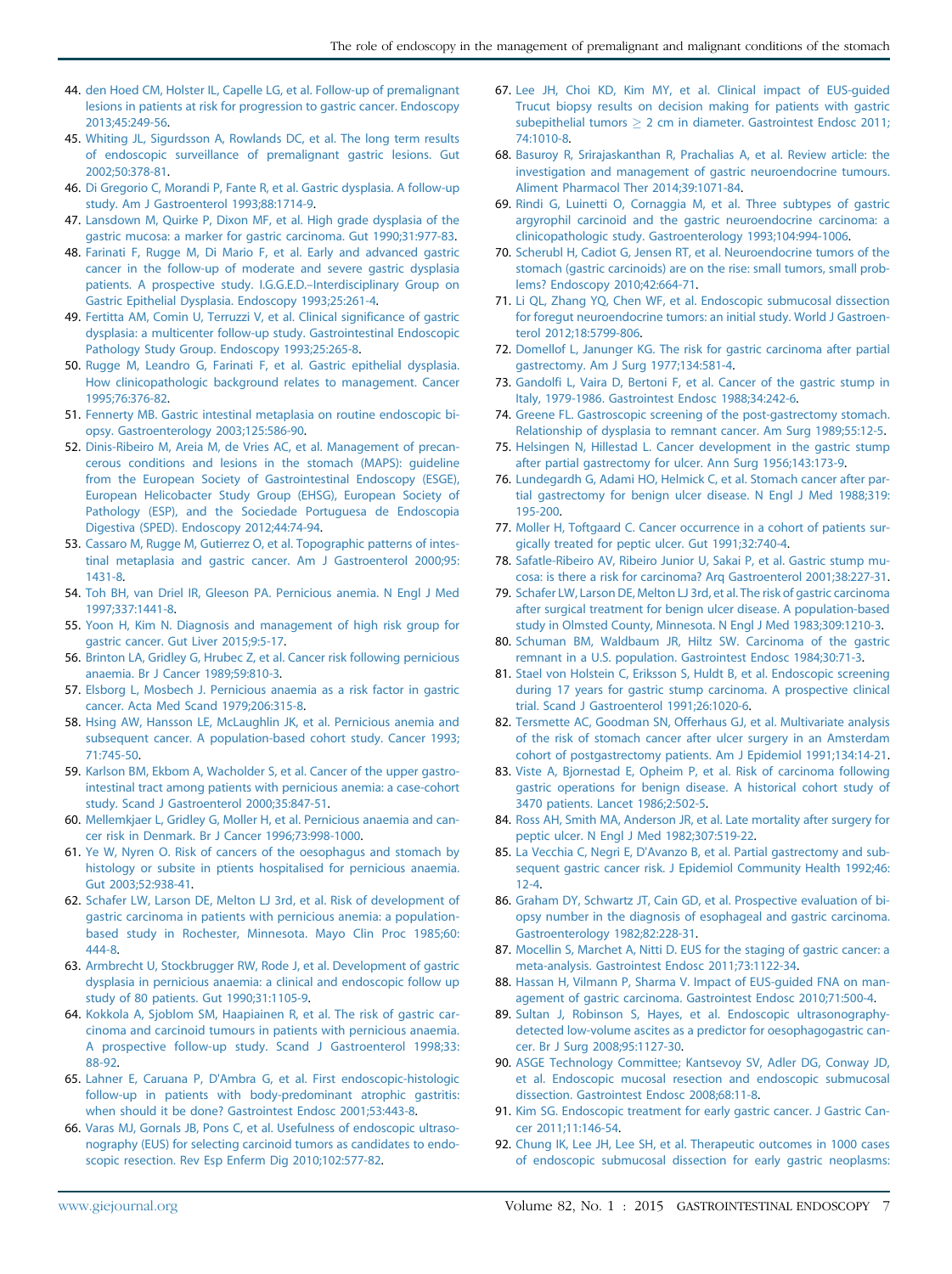44. den Hoed CM, Holster IL, Capelle LG, et al. Follow-up of premalignant lesions in patients at risk for progression to gastric cancer. Endoscopy 2013;45:249-56.
45. Whiting JL, Sigurdsson A, Rowlands DC, et al. The long term results of endoscopic surveillance of premalignant gastric lesions. Gut 2002;50:378-81.
46. Di Gregorio C, Morandi P, Fante R, et al. Gastric dysplasia. A follow-up study. Am J Gastroenterol 1993;88:1714-9.
47. Lansdown M, Quirke P, Dixon MF, et al. High grade dysplasia of the gastric mucosa: a marker for gastric carcinoma. Gut 1990;31:977-83.
48. Farinati F, Rugge M, Di Mario F, et al. Early and advanced gastric cancer in the follow-up of moderate and severe gastric dysplasia patients. A prospective study. I.G.G.E.D.–Interdisciplinary Group on Gastric Epithelial Dysplasia. Endoscopy 1993;25:261-4.
49. Fertitta AM, Comin U, Terruzzi V, et al. Clinical significance of gastric dysplasia: a multicenter follow-up study. Gastrointestinal Endoscopic Pathology Study Group. Endoscopy 1993;25:265-8.
50. Rugge M, Leandro G, Farinati F, et al. Gastric epithelial dysplasia. How clinicopathologic background relates to management. Cancer 1995;76:376-82.
51. Fennerty MB. Gastric intestinal metaplasia on routine endoscopic biopsy. Gastroenterology 2003;125:586-90.
52. Dinis-Ribeiro M, Areia M, de Vries AC, et al. Management of precancerous conditions and lesions in the stomach (MAPS): guideline from the European Society of Gastrointestinal Endoscopy (ESGE), European Helicobacter Study Group (EHSG), European Society of Pathology (ESP), and the Sociedade Portuguesa de Endoscopia Digestiva (SPED). Endoscopy 2012;44:74-94.
53. Cassaro M, Rugge M, Gutierrez O, et al. Topographic patterns of intestinal metaplasia and gastric cancer. Am J Gastroenterol 2000;95:1431-8.
54. Toh BH, van Driel IR, Gleeson PA. Pernicious anemia. N Engl J Med 1997;337:1441-8.
55. Yoon H, Kim N. Diagnosis and management of high risk group for gastric cancer. Gut Liver 2015;9:5-17.
56. Brinton LA, Gridley G, Hrubec Z, et al. Cancer risk following pernicious anaemia. Br J Cancer 1989;59:810-3.
57. Elsborg L, Mosbech J. Pernicious anaemia as a risk factor in gastric cancer. Acta Med Scand 1979;206:315-8.
58. Hsing AW, Hansson LE, McLaughlin JK, et al. Pernicious anemia and subsequent cancer. A population-based cohort study. Cancer 1993;71:745-50.
59. Karlson BM, Ekbom A, Wacholder S, et al. Cancer of the upper gastrointestinal tract among patients with pernicious anemia: a case-cohort study. Scand J Gastroenterol 2000;35:847-51.
60. Mellemkjaer L, Gridley G, Moller H, et al. Pernicious anaemia and cancer risk in Denmark. Br J Cancer 1996;73:998-1000.
61. Ye W, Nyren O. Risk of cancers of the oesophagus and stomach by histology or subsite in ptients hospitalised for pernicious anaemia. Gut 2003;52:938-41.
62. Schafer LW, Larson DE, Melton LJ 3rd, et al. Risk of development of gastric carcinoma in patients with pernicious anemia: a population-based study in Rochester, Minnesota. Mayo Clin Proc 1985;60:444-8.
63. Armbrecht U, Stockbrugger RW, Rode J, et al. Development of gastric dysplasia in pernicious anaemia: a clinical and endoscopic follow up study of 80 patients. Gut 1990;31:1105-9.
64. Kokkola A, Sjoblom SM, Haapiainen R, et al. The risk of gastric carcinoma and carcinoid tumours in patients with pernicious anaemia. A prospective follow-up study. Scand J Gastroenterol 1998;33:88-92.
65. Lahner E, Caruana P, D'Ambra G, et al. First endoscopic-histologic follow-up in patients with body-predominant atrophic gastritis: when should it be done? Gastrointest Endosc 2001;53:443-8.
66. Varas MJ, Gornals JB, Pons C, et al. Usefulness of endoscopic ultrasonography (EUS) for selecting carcinoid tumors as candidates to endoscopic resection. Rev Esp Enferm Dig 2010;102:577-82.
67. Lee JH, Choi KD, Kim MY, et al. Clinical impact of EUS-guided Trucut biopsy results on decision making for patients with gastric subepithelial tumors $\geq$ 2 cm in diameter. Gastrointest Endosc 2011;74:1010-8.
68. Basuroy R, Srirajaskanthan R, Prachalias A, et al. Review article: the investigation and management of gastric neuroendocrine tumours. Aliment Pharmacol Ther 2014;39:1071-84.
69. Rindi G, Luinetti O, Cornaggia M, et al. Three subtypes of gastric argyrophil carcinoid and the gastric neuroendocrine carcinoma: a clinicopathologic study. Gastroenterology 1993;104:994-1006.
70. Scherubl H, Cadiot G, Jensen RT, et al. Neuroendocrine tumors of the stomach (gastric carcinoids) are on the rise: small tumors, small problems? Endoscopy 2010;42:664-71.
71. Li QL, Zhang YQ, Chen WF, et al. Endoscopic submucosal dissection for foregut neuroendocrine tumors: an initial study. World J Gastroenterol 2012;18:5799-806.
72. Domellof L, Janunger KG. The risk for gastric carcinoma after partial gastrectomy. Am J Surg 1977;134:581-4.
73. Gandolfi L, Vaira D, Bertoni F, et al. Cancer of the gastric stump in Italy, 1979-1986. Gastrointest Endosc 1988;34:242-6.
74. Greene FL. Gastroscopic screening of the post-gastrectomy stomach. Relationship of dysplasia to remnant cancer. Am Surg 1989;55:12-5.
75. Helsingen N, Hillestad L. Cancer development in the gastric stump after partial gastrectomy for ulcer. Ann Surg 1956;143:173-9.
76. Lundegardh G, Adami HO, Helmick C, et al. Stomach cancer after partial gastrectomy for benign ulcer disease. N Engl J Med 1988;319:195-200.
77. Moller H, Toftgaard C. Cancer occurrence in a cohort of patients surgically treated for peptic ulcer. Gut 1991;32:740-4.
78. Safatle-Ribeiro AV, Ribeiro Junior U, Sakai P, et al. Gastric stump mucosa: is there a risk for carcinoma? Arq Gastroenterol 2001;38:227-31.
79. Schafer LW, Larson DE, Melton LJ 3rd, et al. The risk of gastric carcinoma after surgical treatment for benign ulcer disease. A population-based study in Olmsted County, Minnesota. N Engl J Med 1983;309:1210-3.
80. Schuman BM, Waldbaum JR, Hiltz SW. Carcinoma of the gastric remnant in a U.S. population. Gastrointest Endosc 1984;30:71-3.
81. Stael von Holstein C, Eriksson S, Huldt B, et al. Endoscopic screening during 17 years for gastric stump carcinoma. A prospective clinical trial. Scand J Gastroenterol 1991;26:1020-6.
82. Tersmette AC, Goodman SN, Offerhaus GJ, et al. Multivariate analysis of the risk of stomach cancer after ulcer surgery in an Amsterdam cohort of postgastrectomy patients. Am J Epidemiol 1991;134:14-21.
83. Viste A, Bjornestad E, Opheim P, et al. Risk of carcinoma following gastric operations for benign disease. A historical cohort study of 3470 patients. Lancet 1986;2:502-5.
84. Ross AH, Smith MA, Anderson JR, et al. Late mortality after surgery for peptic ulcer. N Engl J Med 1982;307:519-22.
85. La Vecchia C, Negri E, D'Avanzo B, et al. Partial gastrectomy and subsequent gastric cancer risk. J Epidemiol Community Health 1992;46:12-4.
86. Graham DY, Schwartz JT, Cain GD, et al. Prospective evaluation of biopsy number in the diagnosis of esophageal and gastric carcinoma. Gastroenterology 1982;82:228-31.
87. Mocellin S, Marchet A, Nitti D. EUS for the staging of gastric cancer: a meta-analysis. Gastrointest Endosc 2011;73:1122-34.
88. Hassan H, Vilmann P, Sharma V. Impact of EUS-guided FNA on management of gastric carcinoma. Gastrointest Endosc 2010;71:500-4.
89. Sultan J, Robinson S, Hayes, et al. Endoscopic ultrasonography-detected low-volume ascites as a predictor for oesophagogastric cancer. Br J Surg 2008;95:1127-30.
90. ASGE Technology Committee; Kantsevoy SV, Adler DG, Conway JD, et al. Endoscopic mucosal resection and endoscopic submucosal dissection. Gastrointest Endosc 2008;68:11-8.
91. Kim SG. Endoscopic treatment for early gastric cancer. J Gastric Cancer 2011;11:146-54.
92. Chung IK, Lee JH, Lee SH, et al. Therapeutic outcomes in 1000 cases of endoscopic submucosal dissection for early gastric neoplasms: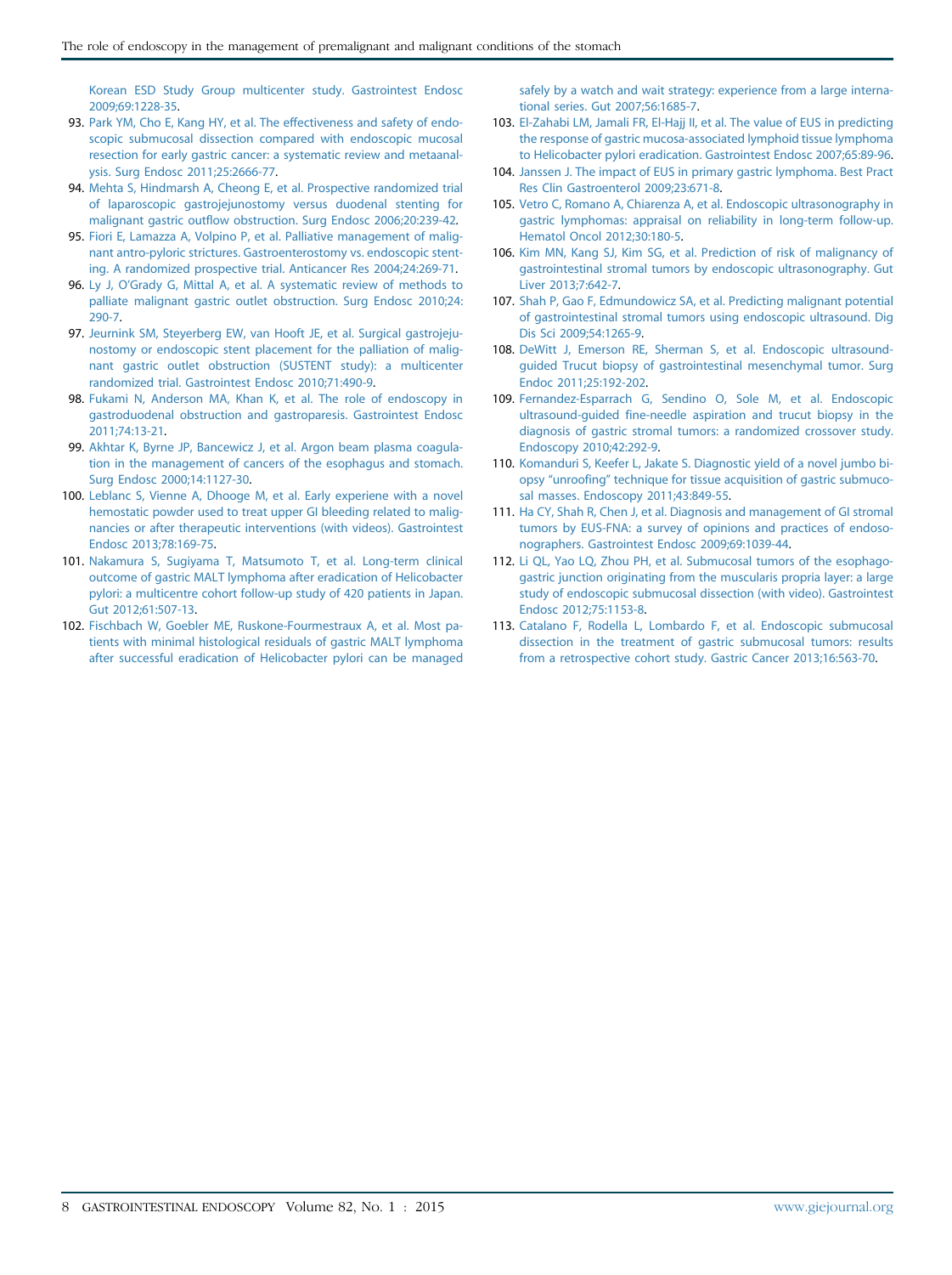Korean ESD Study Group multicenter study. Gastrointest Endosc 2009;69:1228-35.

93. Park YM, Cho E, Kang HY, et al. The effectiveness and safety of endoscopic submucosal dissection compared with endoscopic mucosal resection for early gastric cancer: a systematic review and metaanalysis. Surg Endosc 2011;25:2666-77.
94. Mehta S, Hindmarsh A, Cheong E, et al. Prospective randomized trial of laparoscopic gastrojejunostomy versus duodenal stenting for malignant gastric outflow obstruction. Surg Endosc 2006;20:239-42.
95. Fiori E, Lamazza A, Volpino P, et al. Palliative management of malignant antro-pyloric strictures. Gastroenterostomy vs. endoscopic stenting. A randomized prospective trial. Anticancer Res 2004;24:269-71.
96. Ly J, O'Grady G, Mittal A, et al. A systematic review of methods to palliate malignant gastric outlet obstruction. Surg Endosc 2010;24: 290-7.
97. Jeurnink SM, Steyerberg EW, van Hooft JE, et al. Surgical gastrojejunostomy or endoscopic stent placement for the palliation of malignant gastric outlet obstruction (SUSTENT study): a multicenter randomized trial. Gastrointest Endosc 2010;71:490-9.
98. Fukami N, Anderson MA, Khan K, et al. The role of endoscopy in gastroduodenal obstruction and gastroparesis. Gastrointest Endosc 2011;74:13-21.
99. Akhtar K, Byrne JP, Bancewicz J, et al. Argon beam plasma coagulation in the management of cancers of the esophagus and stomach. Surg Endosc 2000;14:1127-30.
100. Leblanc S, Vienne A, Dhooge M, et al. Early experiene with a novel hemostatic powder used to treat upper GI bleeding related to malignancies or after therapeutic interventions (with videos). Gastrointest Endosc 2013;78:169-75.
101. Nakamura S, Sugiyama T, Matsumoto T, et al. Long-term clinical outcome of gastric MALT lymphoma after eradication of Helicobacter pylori: a multicentre cohort follow-up study of 420 patients in Japan. Gut 2012;61:507-13.
102. Fischbach W, Goebler ME, Ruskone-Fourmestraux A, et al. Most patients with minimal histological residuals of gastric MALT lymphoma after successful eradication of Helicobacter pylori can be managed safely by a watch and wait strategy: experience from a large international series. Gut 2007;56:1685-7.
103. El-Zahabi LM, Jamali FR, El-Hajj II, et al. The value of EUS in predicting the response of gastric mucosa-associated lymphoid tissue lymphoma to Helicobacter pylori eradication. Gastrointest Endosc 2007;65:89-96.
104. Janssen J. The impact of EUS in primary gastric lymphoma. Best Pract Res Clin Gastroenterol 2009;23:671-8.
105. Vetro C, Romano A, Chiarenza A, et al. Endoscopic ultrasonography in gastric lymphomas: appraisal on reliability in long-term follow-up. Hematol Oncol 2012;30:180-5.
106. Kim MN, Kang SJ, Kim SG, et al. Prediction of risk of malignancy of gastrointestinal stromal tumors by endoscopic ultrasonography. Gut Liver 2013;7:642-7.
107. Shah P, Gao F, Edmundowicz SA, et al. Predicting malignant potential of gastrointestinal stromal tumors using endoscopic ultrasound. Dig Dis Sci 2009;54:1265-9.
108. DeWitt J, Emerson RE, Sherman S, et al. Endoscopic ultrasound-guided Trucut biopsy of gastrointestinal mesenchymal tumor. Surg Endoc 2011;25:192-202.
109. Fernandez-Esparrach G, Sendino O, Sole M, et al. Endoscopic ultrasound-guided fine-needle aspiration and trucut biopsy in the diagnosis of gastric stromal tumors: a randomized crossover study. Endoscopy 2010;42:292-9.
110. Komanduri S, Keefer L, Jakate S. Diagnostic yield of a novel jumbo biopsy "unroofing" technique for tissue acquisition of gastric submucosal masses. Endoscopy 2011;43:849-55.
111. Ha CY, Shah R, Chen J, et al. Diagnosis and management of GI stromal tumors by EUS-FNA: a survey of opinions and practices of endosonographers. Gastrointest Endosc 2009;69:1039-44.
112. Li QL, Yao LQ, Zhou PH, et al. Submucosal tumors of the esophagogastric junction originating from the muscularis propria layer: a large study of endoscopic submucosal dissection (with video). Gastrointest Endosc 2012;75:1153-8.
113. Catalano F, Rodella L, Lombardo F, et al. Endoscopic submucosal dissection in the treatment of gastric submucosal tumors: results from a retrospective cohort study. Gastric Cancer 2013;16:563-70.